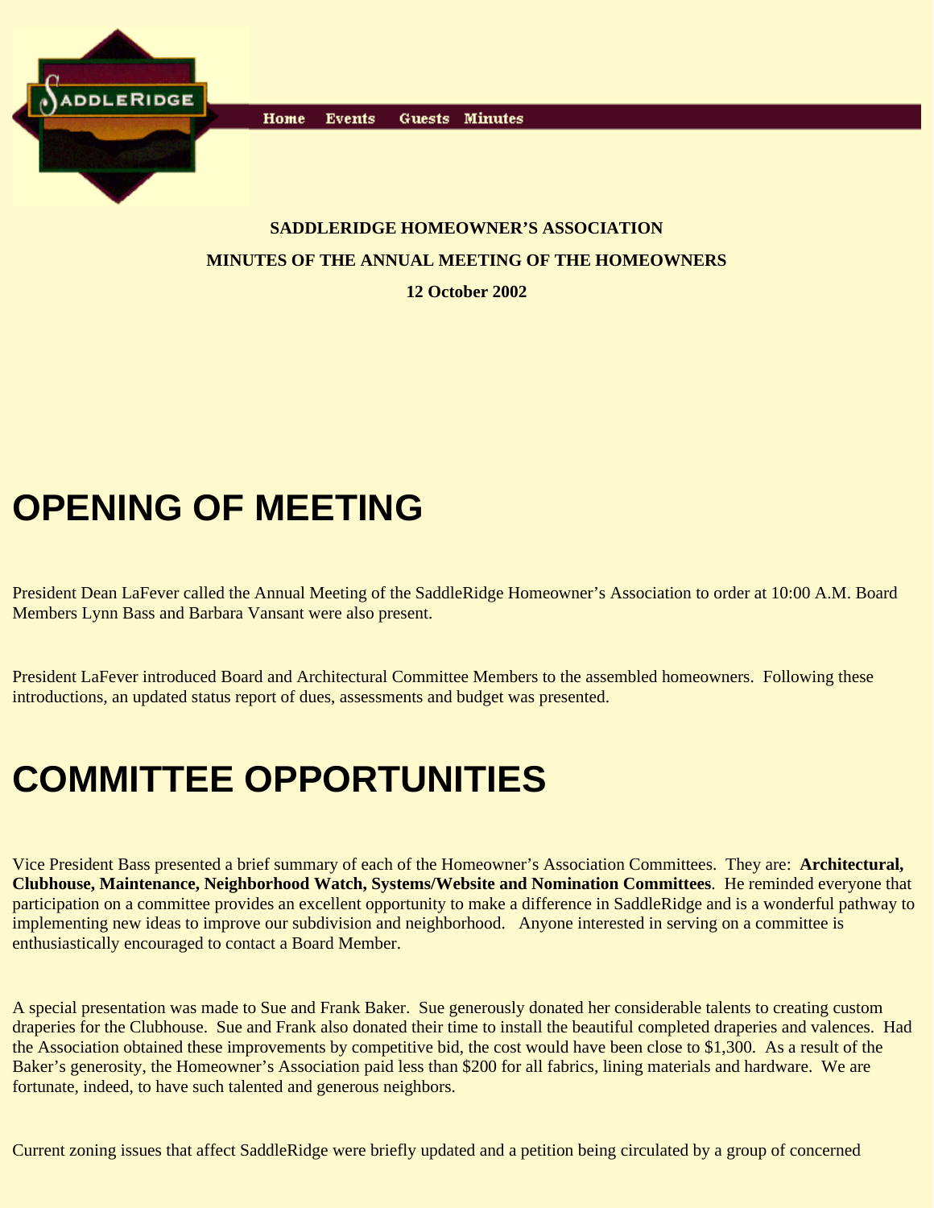SADDLERIDGE

Home Events Guests Minutes

**SADDLERIDGE HOMEOWNER'S ASSOCIATION**

**MINUTES OF THE ANNUAL MEETING OF THE HOMEOWNERS**

**12 October 2002**

# OPENING OF MEETING

President Dean LaFever called the Annual Meeting of the SaddleRidge Homeowner's Association to order at 10:00 A.M. Board Members Lynn Bass and Barbara Vansant were also present.

President LaFever introduced Board and Architectural Committee Members to the assembled homeowners. Following these introductions, an updated status report of dues, assessments and budget was presented.

# COMMITTEE OPPORTUNITIES

Vice President Bass presented a brief summary of each of the Homeowner's Association Committees. They are: **Architectural, Clubhouse, Maintenance, Neighborhood Watch, Systems/Website and Nomination Committees**. He reminded everyone that participation on a committee provides an excellent opportunity to make a difference in SaddleRidge and is a wonderful pathway to implementing new ideas to improve our subdivision and neighborhood. Anyone interested in serving on a committee is enthusiastically encouraged to contact a Board Member.

A special presentation was made to Sue and Frank Baker. Sue generously donated her considerable talents to creating custom draperies for the Clubhouse. Sue and Frank also donated their time to install the beautiful completed draperies and valences. Had the Association obtained these improvements by competitive bid, the cost would have been close to $1,300. As a result of the Baker's generosity, the Homeowner's Association paid less than $200 for all fabrics, lining materials and hardware. We are fortunate, indeed, to have such talented and generous neighbors.

Current zoning issues that affect SaddleRidge were briefly updated and a petition being circulated by a group of concerned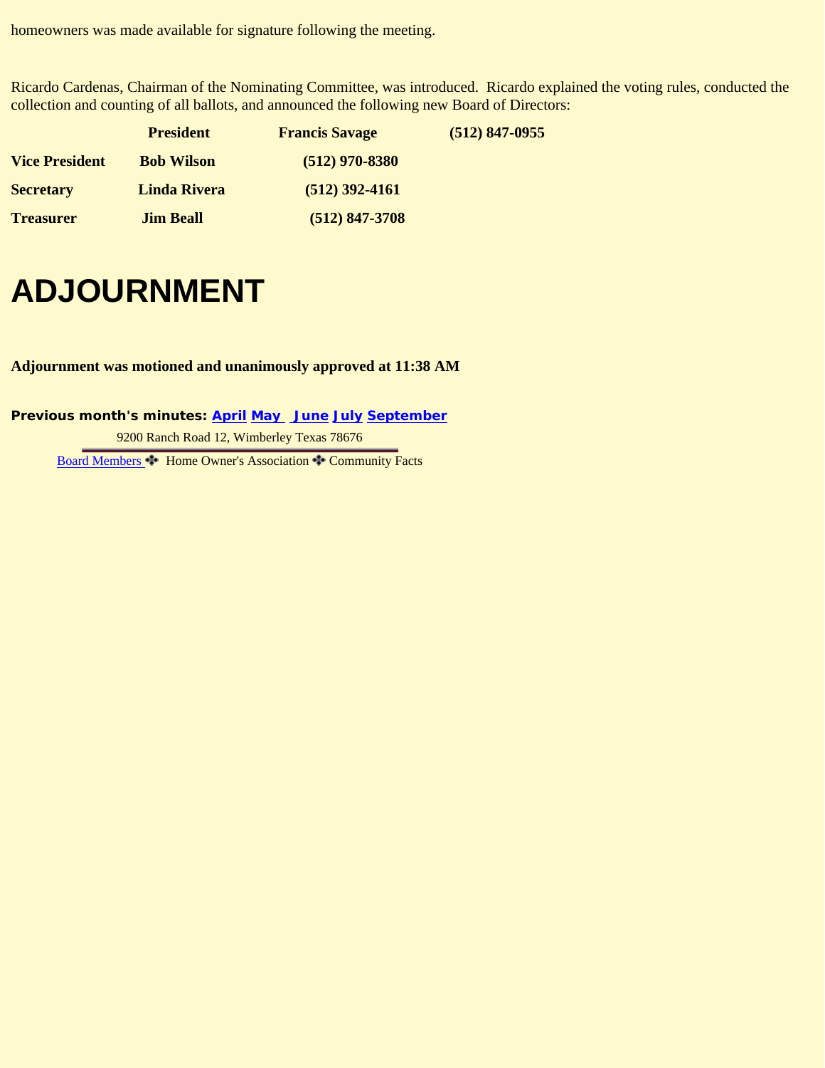homeowners was made available for signature following the meeting.

Ricardo Cardenas, Chairman of the Nominating Committee, was introduced. Ricardo explained the voting rules, conducted the collection and counting of all ballots, and announced the following new Board of Directors:

| | | |
|---|---|---|
| **President** | **Francis Savage** | **(512) 847-0955** |
| **Vice President** | **Bob Wilson** | **(512) 970-8380** |
| **Secretary** | **Linda Rivera** | **(512) 392-4161** |
| **Treasurer** | **Jim Beall** | **(512) 847-3708** |

# ADJOURNMENT

**Adjournment was motioned and unanimously approved at 11:38 AM**

**Previous month's minutes: April May June July September**

9200 Ranch Road 12, Wimberley Texas 78676

Board Members ✤ Home Owner's Association ✤ Community Facts